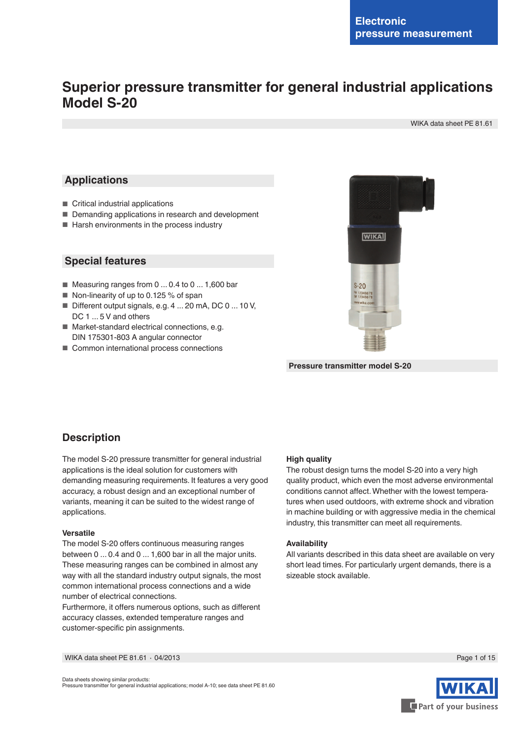Electronic pressure measurement

# Superior pressure transmitter for general industrial applications Model S-20

WIKA data sheet PE 81.61

## Applications

- Critical industrial applications
- Demanding applications in research and development
- Harsh environments in the process industry

## Special features

- Measuring ranges from 0 ... 0.4 to 0 ... 1,600 bar
- Non-linearity of up to 0.125 % of span
- Different output signals, e.g. 4 ... 20 mA, DC 0 ... 10 V, DC 1 ... 5 V and others
- Market-standard electrical connections, e.g. DIN 175301-803 A angular connector
- Common international process connections

**Pressure transmitter model S-20**

## Description

The model S-20 pressure transmitter for general industrial applications is the ideal solution for customers with demanding measuring requirements. It features a very good accuracy, a robust design and an exceptional number of variants, meaning it can be suited to the widest range of applications.

**Versatile**

The model S-20 offers continuous measuring ranges between 0 ... 0.4 and 0 ... 1,600 bar in all the major units. These measuring ranges can be combined in almost any way with all the standard industry output signals, the most common international process connections and a wide number of electrical connections.
Furthermore, it offers numerous options, such as different accuracy classes, extended temperature ranges and customer-specific pin assignments.

**High quality**

The robust design turns the model S-20 into a very high quality product, which even the most adverse environmental conditions cannot affect. Whether with the lowest temperatures when used outdoors, with extreme shock and vibration in machine building or with aggressive media in the chemical industry, this transmitter can meet all requirements.

**Availability**

All variants described in this data sheet are available on very short lead times. For particularly urgent demands, there is a sizeable stock available.

Data sheets showing similar products:
Pressure transmitter for general industrial applications; model A-10; see data sheet PE 81.60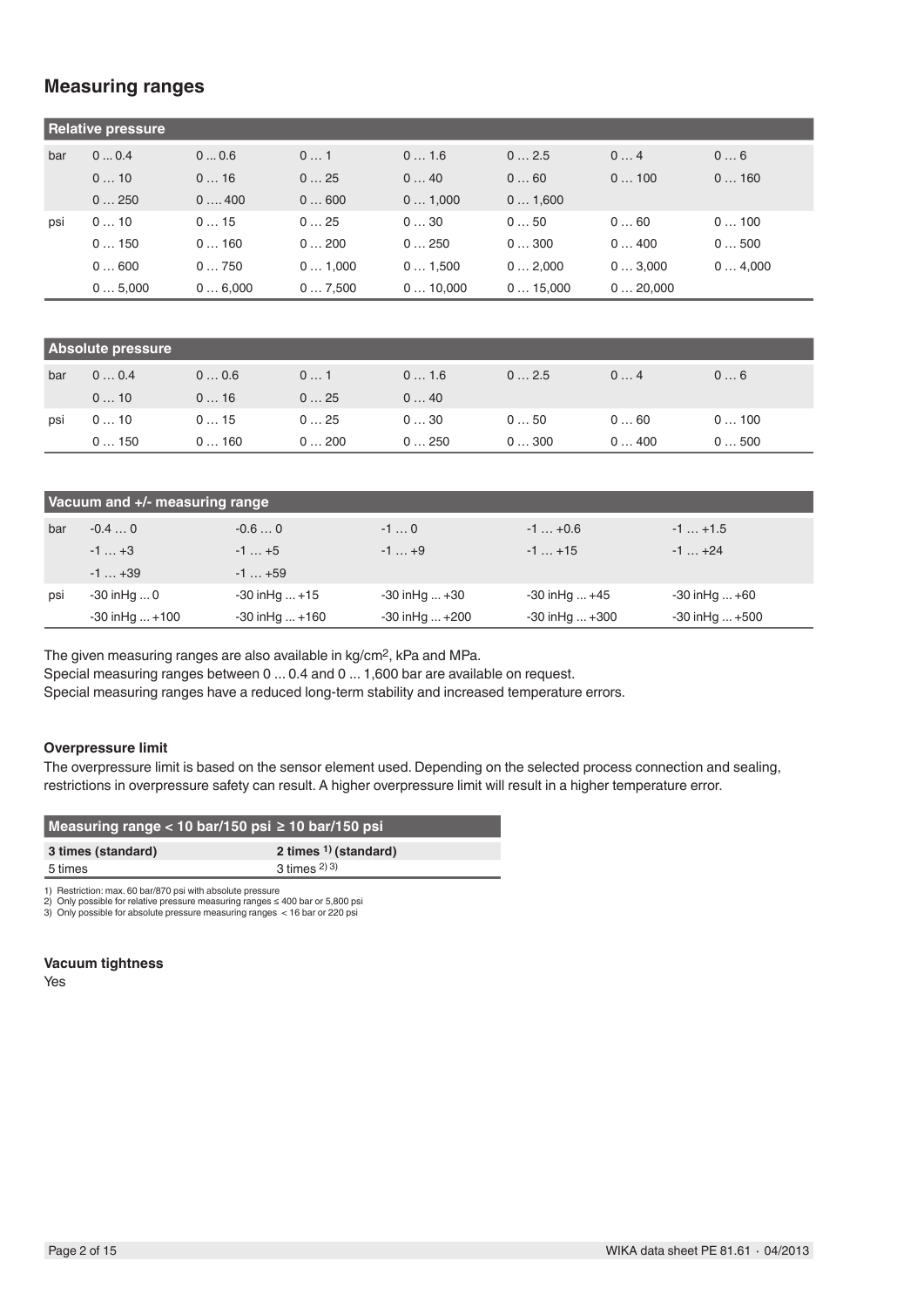## Measuring ranges

| Relative pressure | | | | | | | |
|---|---|---|---|---|---|---|---|
| bar | 0 ... 0.4 | 0 ... 0.6 | 0 … 1 | 0 … 1.6 | 0 … 2.5 | 0 … 4 | 0 … 6 |
| | 0 … 10 | 0 … 16 | 0 … 25 | 0 … 40 | 0 … 60 | 0 … 100 | 0 … 160 |
| | 0 … 250 | 0 …. 400 | 0 … 600 | 0 … 1,000 | 0 … 1,600 | | |
| psi | 0 … 10 | 0 … 15 | 0 … 25 | 0 … 30 | 0 … 50 | 0 … 60 | 0 … 100 |
| | 0 … 150 | 0 … 160 | 0 … 200 | 0 … 250 | 0 … 300 | 0 … 400 | 0 … 500 |
| | 0 … 600 | 0 … 750 | 0 … 1,000 | 0 … 1,500 | 0 … 2,000 | 0 … 3,000 | 0 … 4,000 |
| | 0 … 5,000 | 0 … 6,000 | 0 … 7,500 | 0 … 10,000 | 0 … 15,000 | 0 … 20,000 | |

| Absolute pressure | | | | | | | |
|---|---|---|---|---|---|---|---|
| bar | 0 … 0.4 | 0 … 0.6 | 0 … 1 | 0 … 1.6 | 0 … 2.5 | 0 … 4 | 0 … 6 |
| | 0 … 10 | 0 … 16 | 0 … 25 | 0 … 40 | | | |
| psi | 0 … 10 | 0 … 15 | 0 … 25 | 0 … 30 | 0 … 50 | 0 … 60 | 0 … 100 |
| | 0 … 150 | 0 … 160 | 0 … 200 | 0 … 250 | 0 … 300 | 0 … 400 | 0 … 500 |

| Vacuum and +/- measuring range | | | | | |
|---|---|---|---|---|---|
| bar | -0.4 … 0 | -0.6 … 0 | -1 … 0 | -1 … +0.6 | -1 … +1.5 |
| | -1 … +3 | -1 … +5 | -1 … +9 | -1 … +15 | -1 … +24 |
| | -1 … +39 | -1 … +59 | | | |
| psi | -30 inHg ... 0 | -30 inHg ... +15 | -30 inHg ... +30 | -30 inHg ... +45 | -30 inHg ... +60 |
| | -30 inHg ... +100 | -30 inHg ... +160 | -30 inHg ... +200 | -30 inHg ... +300 | -30 inHg ... +500 |

The given measuring ranges are also available in kg/cm², kPa and MPa.
Special measuring ranges between 0 ... 0.4 and 0 ... 1,600 bar are available on request.
Special measuring ranges have a reduced long-term stability and increased temperature errors.

**Overpressure limit**

The overpressure limit is based on the sensor element used. Depending on the selected process connection and sealing, restrictions in overpressure safety can result. A higher overpressure limit will result in a higher temperature error.

| Measuring range < 10 bar/150 psi | ≥ 10 bar/150 psi |
|---|---|
| **3 times (standard)** | **2 times [1] (standard)** |
| 5 times | 3 times [2] [3] |

1) Restriction: max. 60 bar/870 psi with absolute pressure
2) Only possible for relative pressure measuring ranges ≤ 400 bar or 5,800 psi
3) Only possible for absolute pressure measuring ranges < 16 bar or 220 psi

**Vacuum tightness**

Yes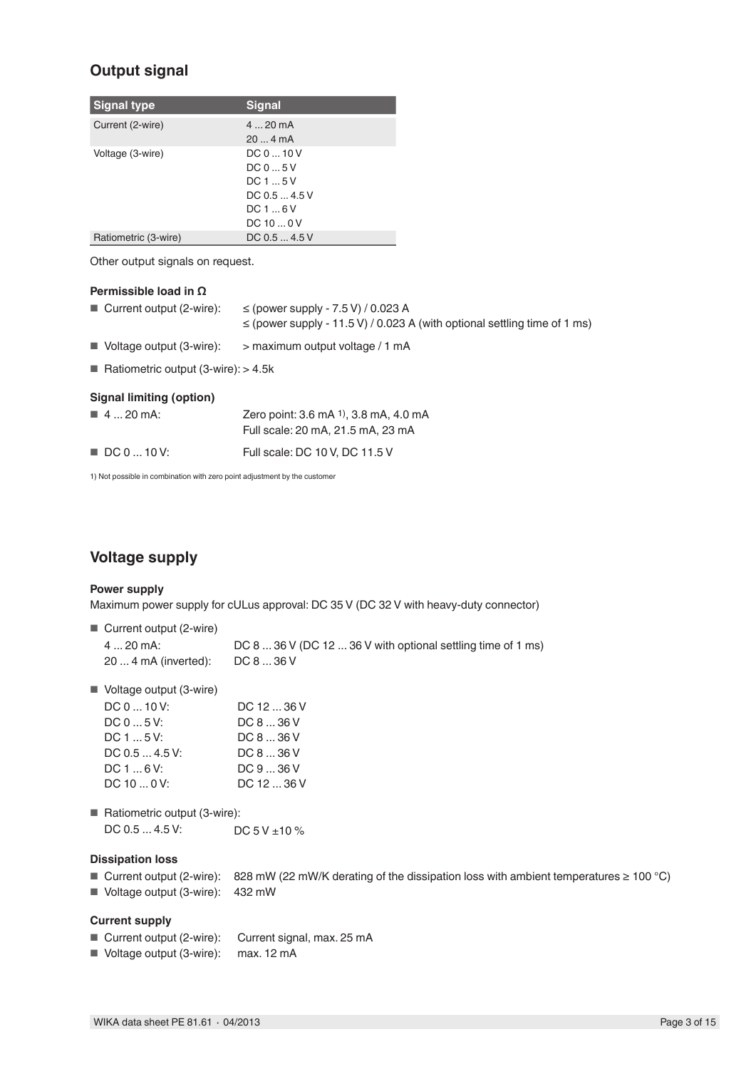## Output signal

| Signal type | Signal |
|---|---|
| Current (2-wire) | 4 ... 20 mA<br>20 ... 4 mA |
| Voltage (3-wire) | DC 0 ... 10 V<br>DC 0 ... 5 V<br>DC 1 ... 5 V<br>DC 0.5 ... 4.5 V<br>DC 1 ... 6 V<br>DC 10 ... 0 V |
| Ratiometric (3-wire) | DC 0.5 ... 4.5 V |

Other output signals on request.

### Permissible load in Ω

- Current output (2-wire): ≤ (power supply - 7.5 V) / 0.023 A
  ≤ (power supply - 11.5 V) / 0.023 A (with optional settling time of 1 ms)
- Voltage output (3-wire): > maximum output voltage / 1 mA
- Ratiometric output (3-wire): > 4.5k

### Signal limiting (option)

- 4 ... 20 mA: Zero point: 3.6 mA [1], 3.8 mA, 4.0 mA
  Full scale: 20 mA, 21.5 mA, 23 mA
- DC 0 ... 10 V: Full scale: DC 10 V, DC 11.5 V

1) Not possible in combination with zero point adjustment by the customer

## Voltage supply

### Power supply

Maximum power supply for cULus approval: DC 35 V (DC 32 V with heavy-duty connector)

- Current output (2-wire)
  - 4 ... 20 mA: DC 8 ... 36 V (DC 12 ... 36 V with optional settling time of 1 ms)
  - 20 ... 4 mA (inverted): DC 8 ... 36 V
- Voltage output (3-wire)
  - DC 0 ... 10 V: DC 12 ... 36 V
  - DC 0 ... 5 V: DC 8 ... 36 V
  - DC 1 ... 5 V: DC 8 ... 36 V
  - DC 0.5 ... 4.5 V: DC 8 ... 36 V
  - DC 1 ... 6 V: DC 9 ... 36 V
  - DC 10 ... 0 V: DC 12 ... 36 V
- Ratiometric output (3-wire):
  - DC 0.5 ... 4.5 V: DC 5 V ±10 %

### Dissipation loss

- Current output (2-wire): 828 mW (22 mW/K derating of the dissipation loss with ambient temperatures ≥ 100 °C)
- Voltage output (3-wire): 432 mW

### Current supply

- Current output (2-wire): Current signal, max. 25 mA
- Voltage output (3-wire): max. 12 mA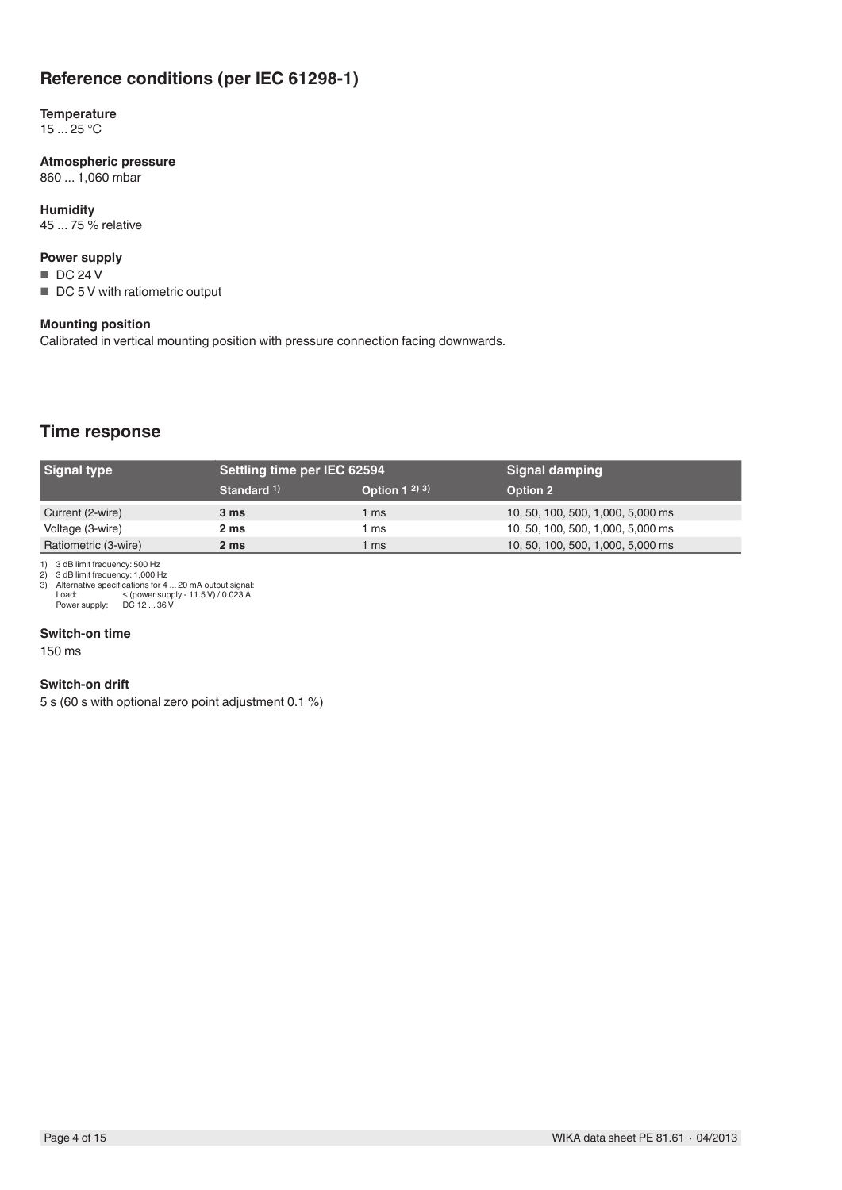## Reference conditions (per IEC 61298-1)

**Temperature**
15 ... 25 °C

**Atmospheric pressure**
860 ... 1,060 mbar

**Humidity**
45 ... 75 % relative

**Power supply**
- DC 24 V
- DC 5 V with ratiometric output

**Mounting position**
Calibrated in vertical mounting position with pressure connection facing downwards.

## Time response

| Signal type | Settling time per IEC 62594 | | Signal damping |
|---|---|---|---|
| | Standard [1] | Option 1 [2] [3] | Option 2 |
| Current (2-wire) | **3 ms** | 1 ms | 10, 50, 100, 500, 1,000, 5,000 ms |
| Voltage (3-wire) | **2 ms** | 1 ms | 10, 50, 100, 500, 1,000, 5,000 ms |
| Ratiometric (3-wire) | **2 ms** | 1 ms | 10, 50, 100, 500, 1,000, 5,000 ms |

1) 3 dB limit frequency: 500 Hz
2) 3 dB limit frequency: 1,000 Hz
3) Alternative specifications for 4 ... 20 mA output signal:
Load: ≤ (power supply - 11.5 V) / 0.023 A
Power supply: DC 12 ... 36 V

**Switch-on time**
150 ms

**Switch-on drift**
5 s (60 s with optional zero point adjustment 0.1 %)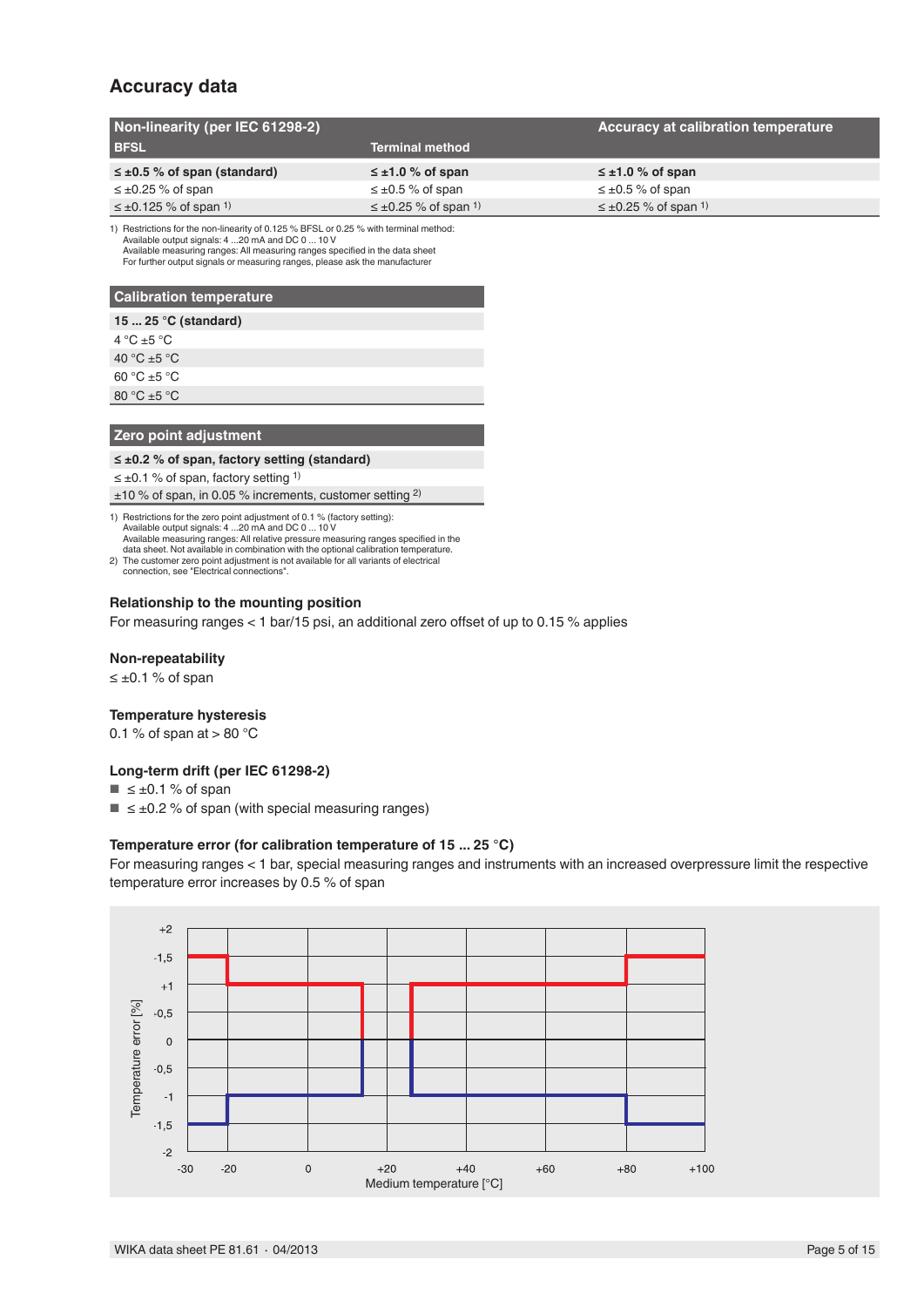## Accuracy data

| Non-linearity (per IEC 61298-2) | | Accuracy at calibration temperature |
|---|---|---|
| **BFSL** | **Terminal method** | |
| **≤ ±0.5 % of span (standard)** | **≤ ±1.0 % of span** | **≤ ±1.0 % of span** |
| ≤ ±0.25 % of span | ≤ ±0.5 % of span | ≤ ±0.5 % of span |
| ≤ ±0.125 % of span [1] | ≤ ±0.25 % of span [1] | ≤ ±0.25 % of span [1] |

1) Restrictions for the non-linearity of 0.125 % BFSL or 0.25 % with terminal method:
Available output signals: 4 ...20 mA and DC 0 ... 10 V
Available measuring ranges: All measuring ranges specified in the data sheet
For further output signals or measuring ranges, please ask the manufacturer

| Calibration temperature |
|---|
| **15 ... 25 °C (standard)** |
| 4 °C ±5 °C |
| 40 °C ±5 °C |
| 60 °C ±5 °C |
| 80 °C ±5 °C |

| Zero point adjustment |
|---|
| **≤ ±0.2 % of span, factory setting (standard)** |
| ≤ ±0.1 % of span, factory setting [1] |
| ±10 % of span, in 0.05 % increments, customer setting [2] |

1) Restrictions for the zero point adjustment of 0.1 % (factory setting):
Available output signals: 4 ...20 mA and DC 0 ... 10 V
Available measuring ranges: All relative pressure measuring ranges specified in the data sheet. Not available in combination with the optional calibration temperature.
2) The customer zero point adjustment is not available for all variants of electrical connection, see "Electrical connections".

### Relationship to the mounting position

For measuring ranges < 1 bar/15 psi, an additional zero offset of up to 0.15 % applies

### Non-repeatability

≤ ±0.1 % of span

### Temperature hysteresis

0.1 % of span at > 80 °C

### Long-term drift (per IEC 61298-2)

- ≤ ±0.1 % of span
- ≤ ±0.2 % of span (with special measuring ranges)

### Temperature error (for calibration temperature of 15 ... 25 °C)

For measuring ranges < 1 bar, special measuring ranges and instruments with an increased overpressure limit the respective temperature error increases by 0.5 % of span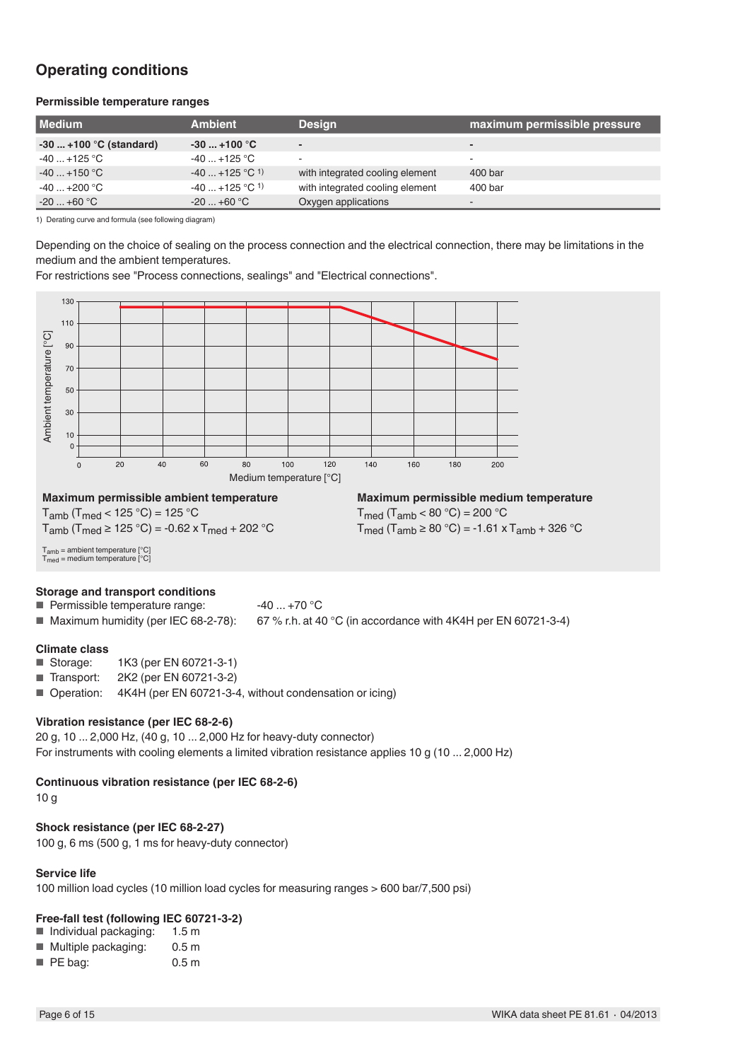## Operating conditions

### Permissible temperature ranges

| Medium | Ambient | Design | maximum permissible pressure |
|---|---|---|---|
| **-30 ... +100 °C (standard)** | **-30 ... +100 °C** | **-** | **-** |
| -40 ... +125 °C | -40 ... +125 °C | - | - |
| -40 ... +150 °C | -40 ... +125 °C [1] | with integrated cooling element | 400 bar |
| -40 ... +200 °C | -40 ... +125 °C [1] | with integrated cooling element | 400 bar |
| -20 ... +60 °C | -20 ... +60 °C | Oxygen applications | - |

1) Derating curve and formula (see following diagram)

Depending on the choice of sealing on the process connection and the electrical connection, there may be limitations in the medium and the ambient temperatures.
For restrictions see "Process connections, sealings" and "Electrical connections".

**Maximum permissible ambient temperature**

$T_{amb}$ ($T_{med}$ < 125 °C) = 125 °C

$T_{amb}$ ($T_{med}$ ≥ 125 °C) = -0.62 x $T_{med}$ + 202 °C

**Maximum permissible medium temperature**

$T_{med}$ ($T_{amb}$ < 80 °C) = 200 °C

$T_{med}$ ($T_{amb}$ ≥ 80 °C) = -1.61 x $T_{amb}$ + 326 °C

$T_{amb}$ = ambient temperature [°C]
$T_{med}$ = medium temperature [°C]

### Storage and transport conditions

- Permissible temperature range: -40 ... +70 °C
- Maximum humidity (per IEC 68-2-78): 67 % r.h. at 40 °C (in accordance with 4K4H per EN 60721-3-4)

### Climate class

- Storage: 1K3 (per EN 60721-3-1)
- Transport: 2K2 (per EN 60721-3-2)
- Operation: 4K4H (per EN 60721-3-4, without condensation or icing)

### Vibration resistance (per IEC 68-2-6)

20 g, 10 ... 2,000 Hz, (40 g, 10 ... 2,000 Hz for heavy-duty connector)
For instruments with cooling elements a limited vibration resistance applies 10 g (10 ... 2,000 Hz)

### Continuous vibration resistance (per IEC 68-2-6)

10 g

### Shock resistance (per IEC 68-2-27)

100 g, 6 ms (500 g, 1 ms for heavy-duty connector)

### Service life

100 million load cycles (10 million load cycles for measuring ranges > 600 bar/7,500 psi)

### Free-fall test (following IEC 60721-3-2)

- Individual packaging: 1.5 m
- Multiple packaging: 0.5 m
- PE bag: 0.5 m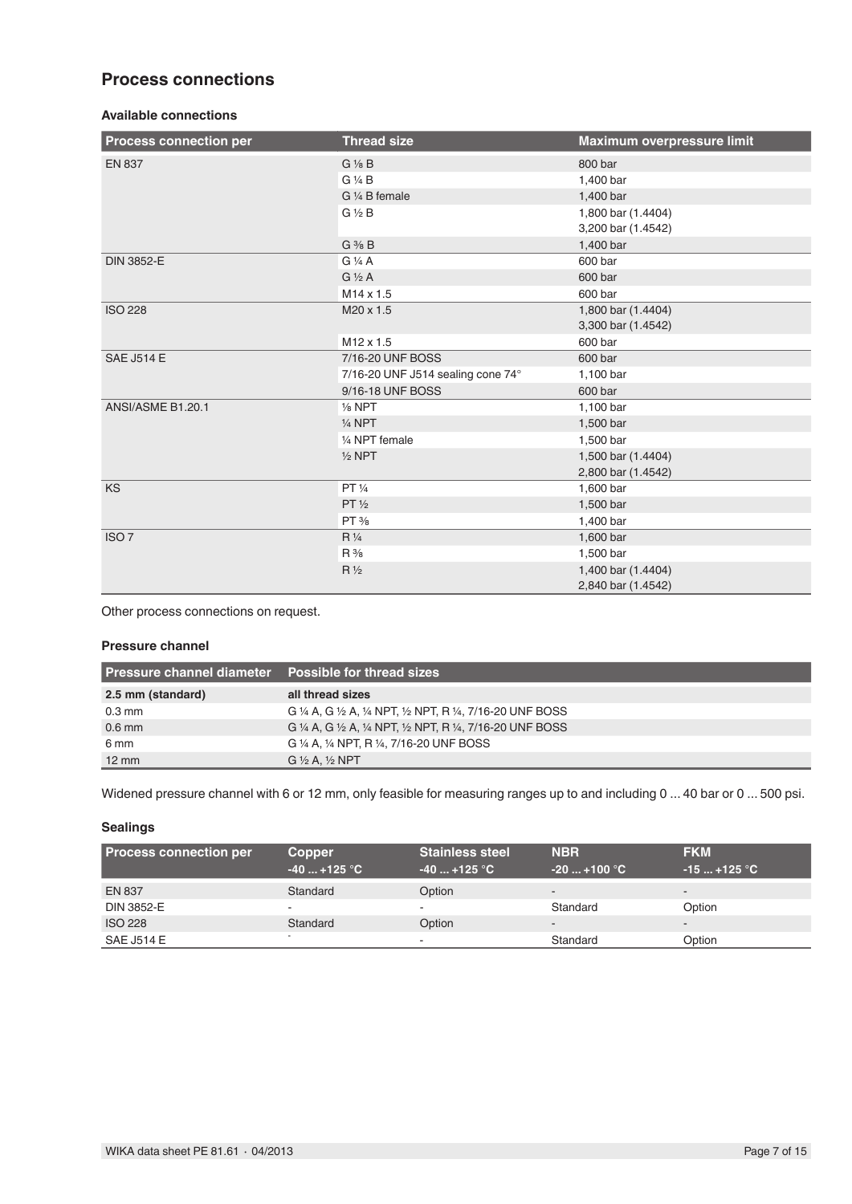## Process connections

### Available connections

| Process connection per | Thread size | Maximum overpressure limit |
|---|---|---|
| EN 837 | G ⅛ B | 800 bar |
| | G ¼ B | 1,400 bar |
| | G ¼ B female | 1,400 bar |
| | G ½ B | 1,800 bar (1.4404)<br>3,200 bar (1.4542) |
| | G ⅜ B | 1,400 bar |
| DIN 3852-E | G ¼ A | 600 bar |
| | G ½ A | 600 bar |
| | M14 x 1.5 | 600 bar |
| ISO 228 | M20 x 1.5 | 1,800 bar (1.4404)<br>3,300 bar (1.4542) |
| | M12 x 1.5 | 600 bar |
| SAE J514 E | 7/16-20 UNF BOSS | 600 bar |
| | 7/16-20 UNF J514 sealing cone 74° | 1,100 bar |
| | 9/16-18 UNF BOSS | 600 bar |
| ANSI/ASME B1.20.1 | ⅛ NPT | 1,100 bar |
| | ¼ NPT | 1,500 bar |
| | ¼ NPT female | 1,500 bar |
| | ½ NPT | 1,500 bar (1.4404)<br>2,800 bar (1.4542) |
| KS | PT ¼ | 1,600 bar |
| | PT ½ | 1,500 bar |
| | PT ⅜ | 1,400 bar |
| ISO 7 | R ¼ | 1,600 bar |
| | R ⅜ | 1,500 bar |
| | R ½ | 1,400 bar (1.4404)<br>2,840 bar (1.4542) |

Other process connections on request.

### Pressure channel

| Pressure channel diameter | Possible for thread sizes |
|---|---|
| **2.5 mm (standard)** | **all thread sizes** |
| 0.3 mm | G ¼ A, G ½ A, ¼ NPT, ½ NPT, R ¼, 7/16-20 UNF BOSS |
| 0.6 mm | G ¼ A, G ½ A, ¼ NPT, ½ NPT, R ¼, 7/16-20 UNF BOSS |
| 6 mm | G ¼ A, ¼ NPT, R ¼, 7/16-20 UNF BOSS |
| 12 mm | G ½ A, ½ NPT |

Widened pressure channel with 6 or 12 mm, only feasible for measuring ranges up to and including 0 ... 40 bar or 0 ... 500 psi.

### Sealings

| Process connection per | Copper<br>-40 ... +125 °C | Stainless steel<br>-40 ... +125 °C | NBR<br>-20 ... +100 °C | FKM<br>-15 ... +125 °C |
|---|---|---|---|---|
| EN 837 | Standard | Option | - | - |
| DIN 3852-E | - | - | Standard | Option |
| ISO 228 | Standard | Option | - | - |
| SAE J514 E | - | - | Standard | Option |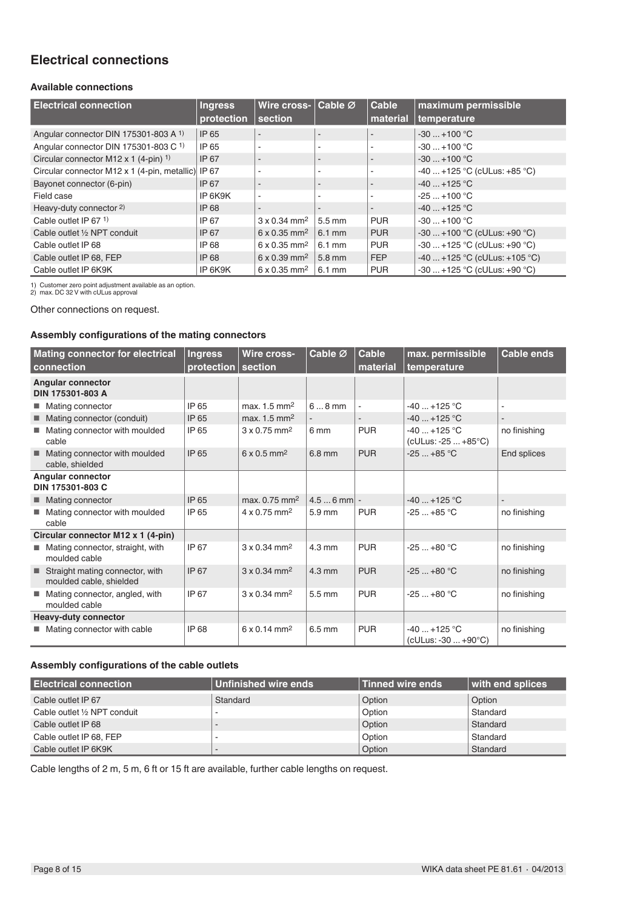## Electrical connections

### Available connections

| Electrical connection | Ingress protection | Wire cross-section | Cable Ø | Cable material | maximum permissible temperature |
|---|---|---|---|---|---|
| Angular connector DIN 175301-803 A [1] | IP 65 | - | - | - | -30 ... +100 °C |
| Angular connector DIN 175301-803 C [1] | IP 65 | - | - | - | -30 ... +100 °C |
| Circular connector M12 x 1 (4-pin) [1] | IP 67 | - | - | - | -30 ... +100 °C |
| Circular connector M12 x 1 (4-pin, metallic) | IP 67 | - | - | - | -40 ... +125 °C (cULus: +85 °C) |
| Bayonet connector (6-pin) | IP 67 | - | - | - | -40 ... +125 °C |
| Field case | IP 6K9K | - | - | - | -25 ... +100 °C |
| Heavy-duty connector [2] | IP 68 | - | - | - | -40 ... +125 °C |
| Cable outlet IP 67 [1] | IP 67 | 3 x 0.34 mm² | 5.5 mm | PUR | -30 ... +100 °C |
| Cable outlet ½ NPT conduit | IP 67 | 6 x 0.35 mm² | 6.1 mm | PUR | -30 ... +100 °C (cULus: +90 °C) |
| Cable outlet IP 68 | IP 68 | 6 x 0.35 mm² | 6.1 mm | PUR | -30 ... +125 °C (cULus: +90 °C) |
| Cable outlet IP 68, FEP | IP 68 | 6 x 0.39 mm² | 5.8 mm | FEP | -40 ... +125 °C (cULus: +105 °C) |
| Cable outlet IP 6K9K | IP 6K9K | 6 x 0.35 mm² | 6.1 mm | PUR | -30 ... +125 °C (cULus: +90 °C) |

1) Customer zero point adjustment available as an option.
2) max. DC 32 V with cULus approval

Other connections on request.

### Assembly configurations of the mating connectors

| Mating connector for electrical connection | Ingress protection | Wire cross-section | Cable Ø | Cable material | max. permissible temperature | Cable ends |
|---|---|---|---|---|---|---|
| **Angular connector DIN 175301-803 A** | | | | | | |
| ■ Mating connector | IP 65 | max. 1.5 mm² | 6 ... 8 mm | - | -40 ... +125 °C | - |
| ■ Mating connector (conduit) | IP 65 | max. 1.5 mm² | - | - | -40 ... +125 °C | - |
| ■ Mating connector with moulded cable | IP 65 | 3 x 0.75 mm² | 6 mm | PUR | -40 ... +125 °C (cULus: -25 ... +85°C) | no finishing |
| ■ Mating connector with moulded cable, shielded | IP 65 | 6 x 0.5 mm² | 6.8 mm | PUR | -25 ... +85 °C | End splices |
| **Angular connector DIN 175301-803 C** | | | | | | |
| ■ Mating connector | IP 65 | max. 0.75 mm² | 4.5 ... 6 mm | - | -40 ... +125 °C | - |
| ■ Mating connector with moulded cable | IP 65 | 4 x 0.75 mm² | 5.9 mm | PUR | -25 ... +85 °C | no finishing |
| **Circular connector M12 x 1 (4-pin)** | | | | | | |
| ■ Mating connector, straight, with moulded cable | IP 67 | 3 x 0.34 mm² | 4.3 mm | PUR | -25 ... +80 °C | no finishing |
| ■ Straight mating connector, with moulded cable, shielded | IP 67 | 3 x 0.34 mm² | 4.3 mm | PUR | -25 ... +80 °C | no finishing |
| ■ Mating connector, angled, with moulded cable | IP 67 | 3 x 0.34 mm² | 5.5 mm | PUR | -25 ... +80 °C | no finishing |
| **Heavy-duty connector** | | | | | | |
| ■ Mating connector with cable | IP 68 | 6 x 0.14 mm² | 6.5 mm | PUR | -40 ... +125 °C (cULus: -30 ... +90°C) | no finishing |

### Assembly configurations of the cable outlets

| Electrical connection | Unfinished wire ends | Tinned wire ends | with end splices |
|---|---|---|---|
| Cable outlet IP 67 | Standard | Option | Option |
| Cable outlet ½ NPT conduit | - | Option | Standard |
| Cable outlet IP 68 | - | Option | Standard |
| Cable outlet IP 68, FEP | - | Option | Standard |
| Cable outlet IP 6K9K | - | Option | Standard |

Cable lengths of 2 m, 5 m, 6 ft or 15 ft are available, further cable lengths on request.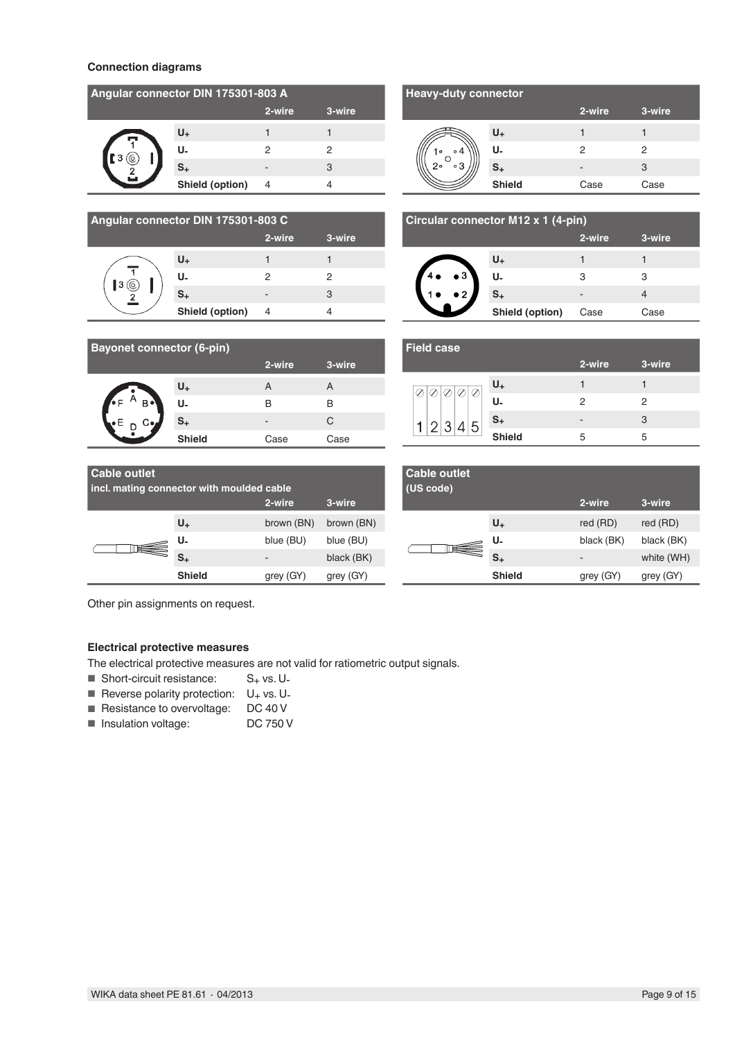**Connection diagrams**

| Angular connector DIN 175301-803 A | 2-wire | 3-wire |
|---|---|---|
| $U_+$ | 1 | 1 |
| $U_-$ | 2 | 2 |
| $S_+$ | - | 3 |
| Shield (option) | 4 | 4 |

| Heavy-duty connector | 2-wire | 3-wire |
|---|---|---|
| $U_+$ | 1 | 1 |
| $U_-$ | 2 | 2 |
| $S_+$ | - | 3 |
| Shield | Case | Case |

| Angular connector DIN 175301-803 C | 2-wire | 3-wire |
|---|---|---|
| $U_+$ | 1 | 1 |
| $U_-$ | 2 | 2 |
| $S_+$ | - | 3 |
| Shield (option) | 4 | 4 |

| Circular connector M12 x 1 (4-pin) | 2-wire | 3-wire |
|---|---|---|
| $U_+$ | 1 | 1 |
| $U_-$ | 3 | 3 |
| $S_+$ | - | 4 |
| Shield (option) | Case | Case |

| Bayonet connector (6-pin) | 2-wire | 3-wire |
|---|---|---|
| $U_+$ | A | A |
| $U_-$ | B | B |
| $S_+$ | - | C |
| Shield | Case | Case |

| Field case | 2-wire | 3-wire |
|---|---|---|
| $U_+$ | 1 | 1 |
| $U_-$ | 2 | 2 |
| $S_+$ | - | 3 |
| Shield | 5 | 5 |

| Cable outlet incl. mating connector with moulded cable | 2-wire | 3-wire |
|---|---|---|
| $U_+$ | brown (BN) | brown (BN) |
| $U_-$ | blue (BU) | blue (BU) |
| $S_+$ | - | black (BK) |
| Shield | grey (GY) | grey (GY) |

| Cable outlet (US code) | 2-wire | 3-wire |
|---|---|---|
| $U_+$ | red (RD) | red (RD) |
| $U_-$ | black (BK) | black (BK) |
| $S_+$ | - | white (WH) |
| Shield | grey (GY) | grey (GY) |

Other pin assignments on request.

**Electrical protective measures**

The electrical protective measures are not valid for ratiometric output signals.

- Short-circuit resistance: $S_+$ vs. $U_-$
- Reverse polarity protection: $U_+$ vs. $U_-$
- Resistance to overvoltage: DC 40 V
- Insulation voltage: DC 750 V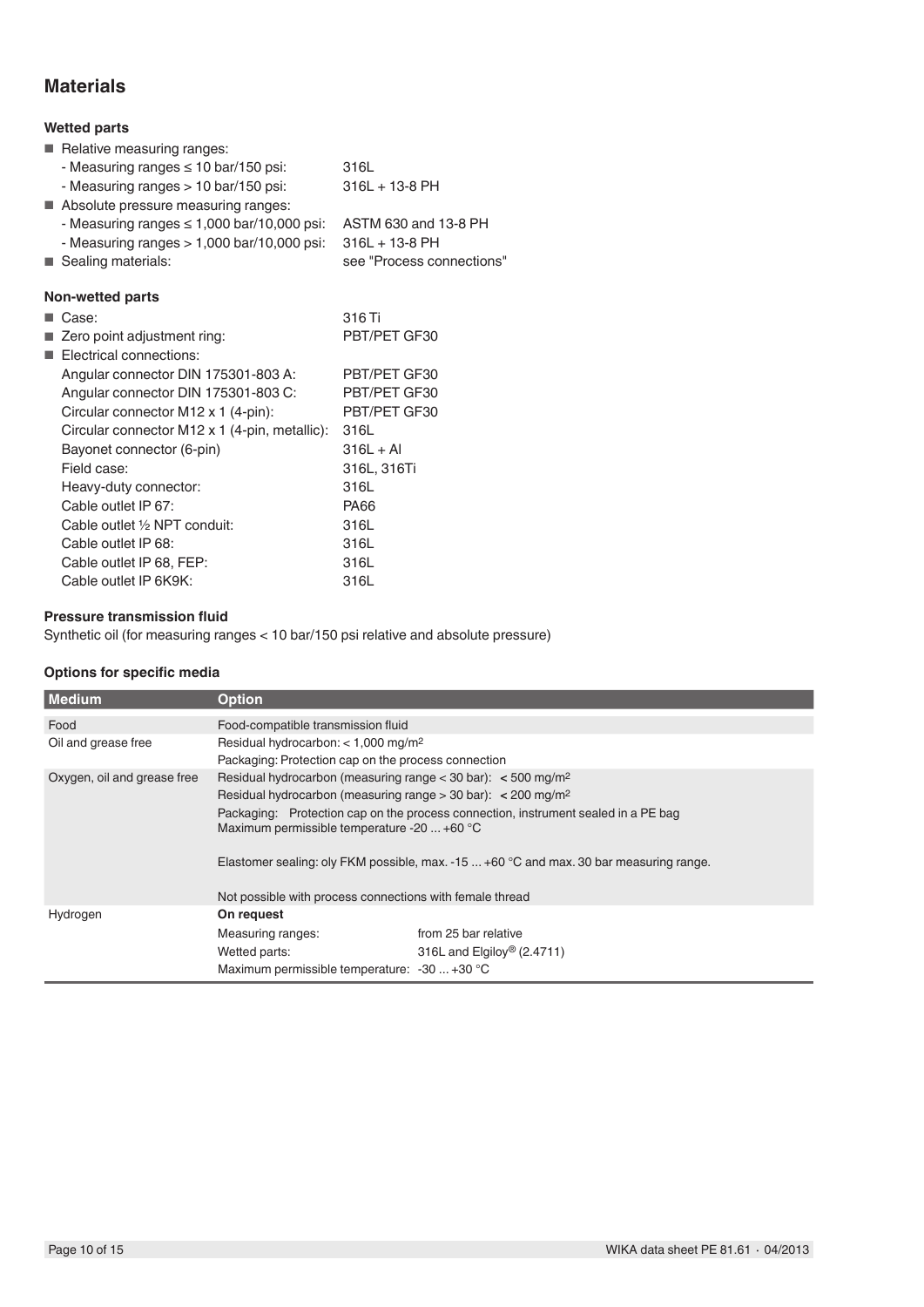## Materials

### Wetted parts

- Relative measuring ranges:
  - Measuring ranges ≤ 10 bar/150 psi: 316L
  - Measuring ranges > 10 bar/150 psi: 316L + 13-8 PH
- Absolute pressure measuring ranges:
  - Measuring ranges ≤ 1,000 bar/10,000 psi: ASTM 630 and 13-8 PH
  - Measuring ranges > 1,000 bar/10,000 psi: 316L + 13-8 PH
- Sealing materials: see "Process connections"

### Non-wetted parts

- Case: 316 Ti
- Zero point adjustment ring: PBT/PET GF30
- Electrical connections:
  - Angular connector DIN 175301-803 A: PBT/PET GF30
  - Angular connector DIN 175301-803 C: PBT/PET GF30
  - Circular connector M12 x 1 (4-pin): PBT/PET GF30
  - Circular connector M12 x 1 (4-pin, metallic): 316L
  - Bayonet connector (6-pin): 316L + Al
  - Field case: 316L, 316Ti
  - Heavy-duty connector: 316L
  - Cable outlet IP 67: PA66
  - Cable outlet ½ NPT conduit: 316L
  - Cable outlet IP 68: 316L
  - Cable outlet IP 68, FEP: 316L
  - Cable outlet IP 6K9K: 316L

### Pressure transmission fluid

Synthetic oil (for measuring ranges < 10 bar/150 psi relative and absolute pressure)

### Options for specific media

| Medium | Option | |
|---|---|---|
| Food | Food-compatible transmission fluid | |
| Oil and grease free | Residual hydrocarbon: < 1,000 mg/m² | |
| | Packaging: Protection cap on the process connection | |
| Oxygen, oil and grease free | Residual hydrocarbon (measuring range < 30 bar): < 500 mg/m² | |
| | Residual hydrocarbon (measuring range > 30 bar): < 200 mg/m² | |
| | Packaging: Protection cap on the process connection, instrument sealed in a PE bag<br>Maximum permissible temperature -20 ... +60 °C | |
| | Elastomer sealing: oly FKM possible, max. -15 ... +60 °C and max. 30 bar measuring range. | |
| | Not possible with process connections with female thread | |
| Hydrogen | **On request** | |
| | Measuring ranges: | from 25 bar relative |
| | Wetted parts: | 316L and Elgiloy® (2.4711) |
| | Maximum permissible temperature: | -30 ... +30 °C |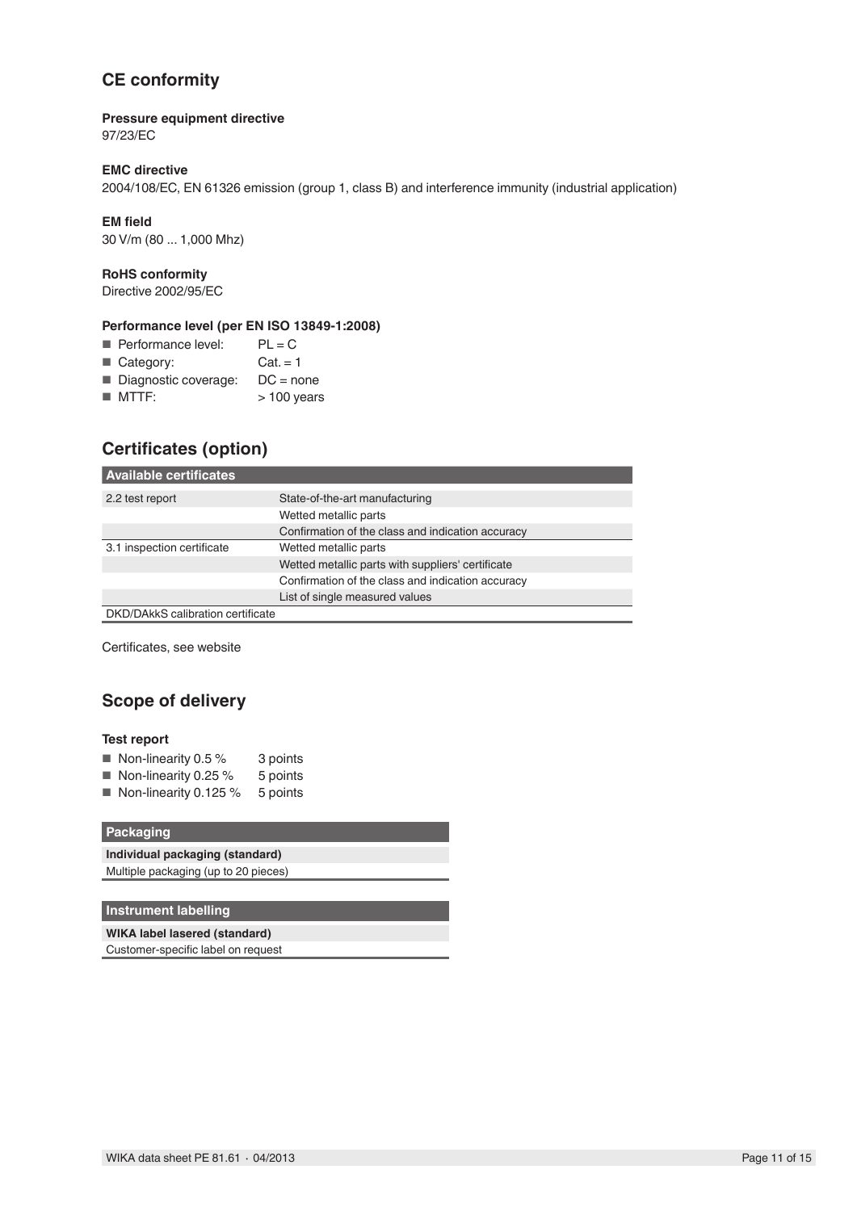## CE conformity

**Pressure equipment directive**
97/23/EC

**EMC directive**
2004/108/EC, EN 61326 emission (group 1, class B) and interference immunity (industrial application)

**EM field**
30 V/m (80 ... 1,000 Mhz)

**RoHS conformity**
Directive 2002/95/EC

**Performance level (per EN ISO 13849-1:2008)**

- Performance level: PL = C
- Category: Cat. = 1
- Diagnostic coverage: DC = none
- MTTF: > 100 years

## Certificates (option)

| Available certificates | |
|---|---|
| 2.2 test report | State-of-the-art manufacturing |
| | Wetted metallic parts |
| | Confirmation of the class and indication accuracy |
| 3.1 inspection certificate | Wetted metallic parts |
| | Wetted metallic parts with suppliers' certificate |
| | Confirmation of the class and indication accuracy |
| | List of single measured values |
| DKD/DAkkS calibration certificate | |

Certificates, see website

## Scope of delivery

**Test report**

- Non-linearity 0.5 % 3 points
- Non-linearity 0.25 % 5 points
- Non-linearity 0.125 % 5 points

| Packaging |
|---|
| **Individual packaging (standard)** |
| Multiple packaging (up to 20 pieces) |

| Instrument labelling |
|---|
| **WIKA label lasered (standard)** |
| Customer-specific label on request |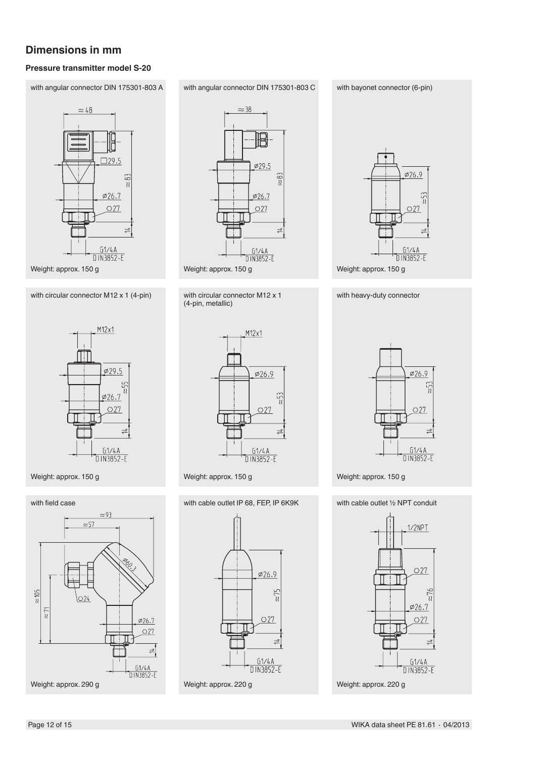## Dimensions in mm

### Pressure transmitter model S-20

**with angular connector DIN 175301-803 A**

Weight: approx. 150 g

**with angular connector DIN 175301-803 C**

Weight: approx. 150 g

**with bayonet connector (6-pin)**

Weight: approx. 150 g

**with circular connector M12 x 1 (4-pin)**

Weight: approx. 150 g

**with circular connector M12 x 1 (4-pin, metallic)**

Weight: approx. 150 g

**with heavy-duty connector**

Weight: approx. 150 g

**with field case**

Weight: approx. 290 g

**with cable outlet IP 68, FEP, IP 6K9K**

Weight: approx. 220 g

**with cable outlet ½ NPT conduit**

Weight: approx. 220 g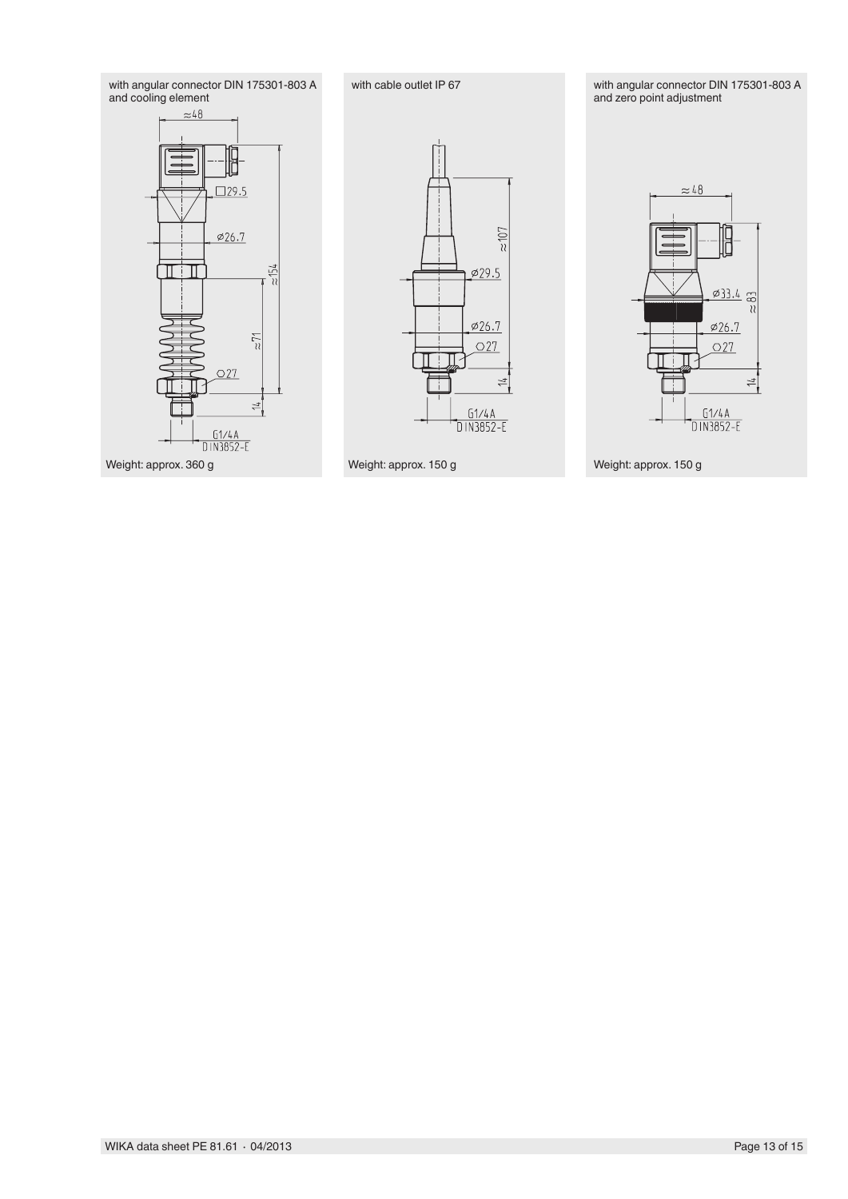with angular connector DIN 175301-803 A and cooling element

Weight: approx. 360 g

with cable outlet IP 67

Weight: approx. 150 g

with angular connector DIN 175301-803 A and zero point adjustment

Weight: approx. 150 g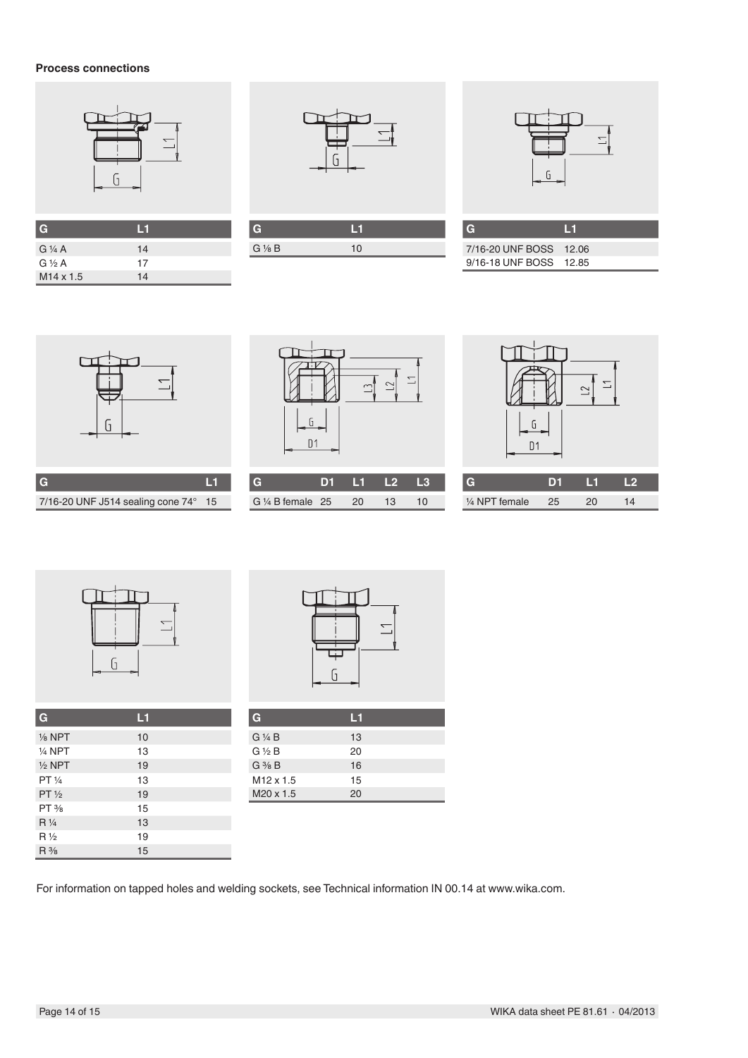**Process connections**

| G | L1 |
|---|---|
| G ¼ A | 14 |
| G ½ A | 17 |
| M14 x 1.5 | 14 |

| G | L1 |
|---|---|
| G ⅛ B | 10 |

| G | L1 |
|---|---|
| 7/16-20 UNF BOSS | 12.06 |
| 9/16-18 UNF BOSS | 12.85 |

| G | L1 |
|---|---|
| 7/16-20 UNF J514 sealing cone 74° | 15 |

| G | D1 | L1 | L2 | L3 |
|---|---|---|---|---|
| G ¼ B female | 25 | 20 | 13 | 10 |

| G | D1 | L1 | L2 |
|---|---|---|---|
| ¼ NPT female | 25 | 20 | 14 |

| G | L1 |
|---|---|
| ⅛ NPT | 10 |
| ¼ NPT | 13 |
| ½ NPT | 19 |
| PT ¼ | 13 |
| PT ½ | 19 |
| PT ⅜ | 15 |
| R ¼ | 13 |
| R ½ | 19 |
| R ⅜ | 15 |

| G | L1 |
|---|---|
| G ¼ B | 13 |
| G ½ B | 20 |
| G ⅜ B | 16 |
| M12 x 1.5 | 15 |
| M20 x 1.5 | 20 |

For information on tapped holes and welding sockets, see Technical information IN 00.14 at www.wika.com.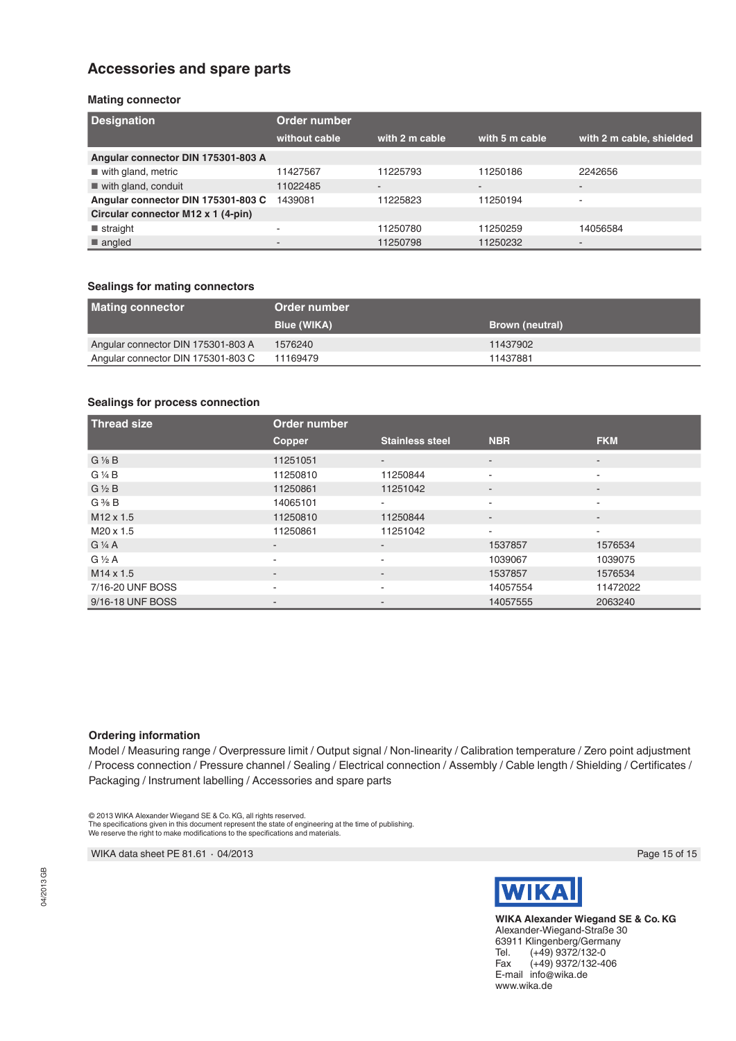## Accessories and spare parts

### Mating connector

| Designation | Order number | | | |
|---|---|---|---|---|
| | without cable | with 2 m cable | with 5 m cable | with 2 m cable, shielded |
| **Angular connector DIN 175301-803 A** | | | | |
| ■ with gland, metric | 11427567 | 11225793 | 11250186 | 2242656 |
| ■ with gland, conduit | 11022485 | - | - | - |
| **Angular connector DIN 175301-803 C** | 1439081 | 11225823 | 11250194 | - |
| **Circular connector M12 x 1 (4-pin)** | | | | |
| ■ straight | - | 11250780 | 11250259 | 14056584 |
| ■ angled | - | 11250798 | 11250232 | - |

### Sealings for mating connectors

| Mating connector | Order number | |
|---|---|---|
| | Blue (WIKA) | Brown (neutral) |
| Angular connector DIN 175301-803 A | 1576240 | 11437902 |
| Angular connector DIN 175301-803 C | 11169479 | 11437881 |

### Sealings for process connection

| Thread size | Order number | | | |
|---|---|---|---|---|
| | Copper | Stainless steel | NBR | FKM |
| G ⅛ B | 11251051 | - | - | - |
| G ¼ B | 11250810 | 11250844 | - | - |
| G ½ B | 11250861 | 11251042 | - | - |
| G ⅜ B | 14065101 | - | - | - |
| M12 x 1.5 | 11250810 | 11250844 | - | - |
| M20 x 1.5 | 11250861 | 11251042 | - | - |
| G ¼ A | - | - | 1537857 | 1576534 |
| G ½ A | - | - | 1039067 | 1039075 |
| M14 x 1.5 | - | - | 1537857 | 1576534 |
| 7/16-20 UNF BOSS | - | - | 14057554 | 11472022 |
| 9/16-18 UNF BOSS | - | - | 14057555 | 2063240 |

### Ordering information

Model / Measuring range / Overpressure limit / Output signal / Non-linearity / Calibration temperature / Zero point adjustment / Process connection / Pressure channel / Sealing / Electrical connection / Assembly / Cable length / Shielding / Certificates / Packaging / Instrument labelling / Accessories and spare parts

© 2013 WIKA Alexander Wiegand SE & Co. KG, all rights reserved.
The specifications given in this document represent the state of engineering at the time of publishing.
We reserve the right to make modifications to the specifications and materials.

WIKA data sheet PE 81.61 · 04/2013

**WIKA Alexander Wiegand SE & Co. KG**
Alexander-Wiegand-Straße 30
63911 Klingenberg/Germany
Tel. (+49) 9372/132-0
Fax (+49) 9372/132-406
E-mail info@wika.de
www.wika.de